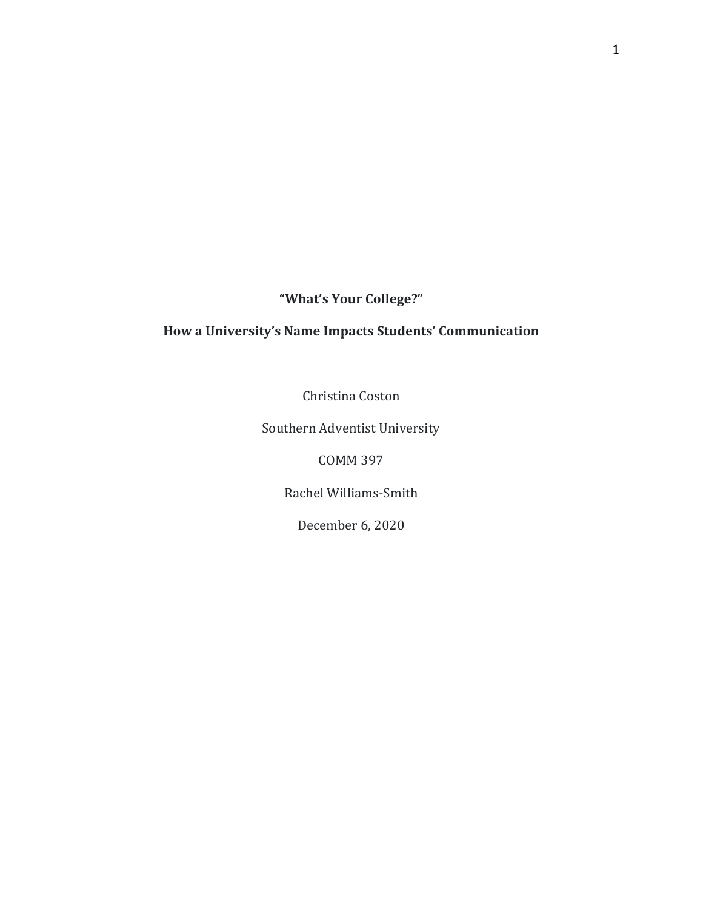# "What's Your College?"

## How a University's Name Impacts Students' Communication

Christina Coston

Southern Adventist University

COMM 397

Rachel Williams-Smith

December 6, 2020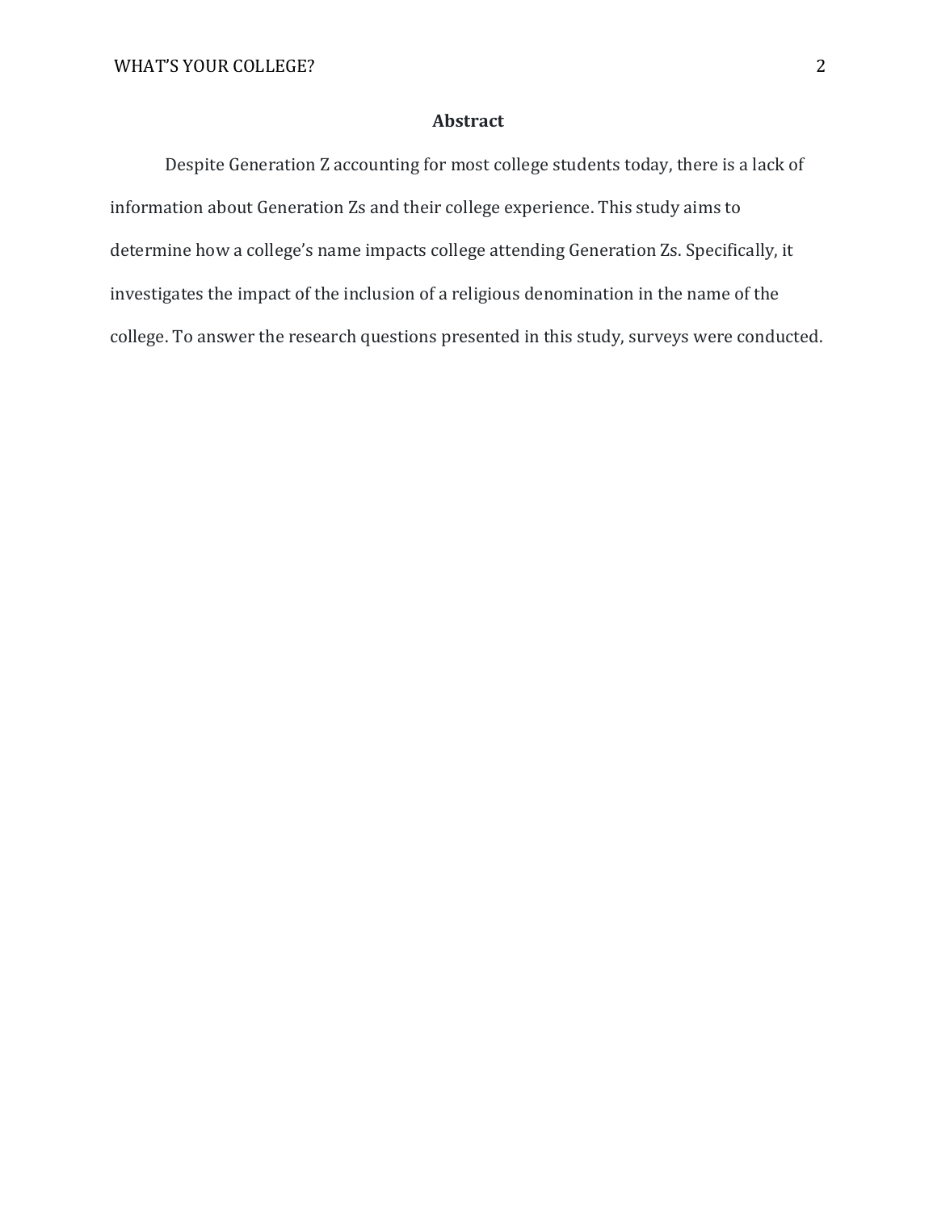## Abstract

Despite Generation Z accounting for most college students today, there is a lack of information about Generation Zs and their college experience. This study aims to determine how a college's name impacts college attending Generation Zs. Specifically, it investigates the impact of the inclusion of a religious denomination in the name of the college. To answer the research questions presented in this study, surveys were conducted.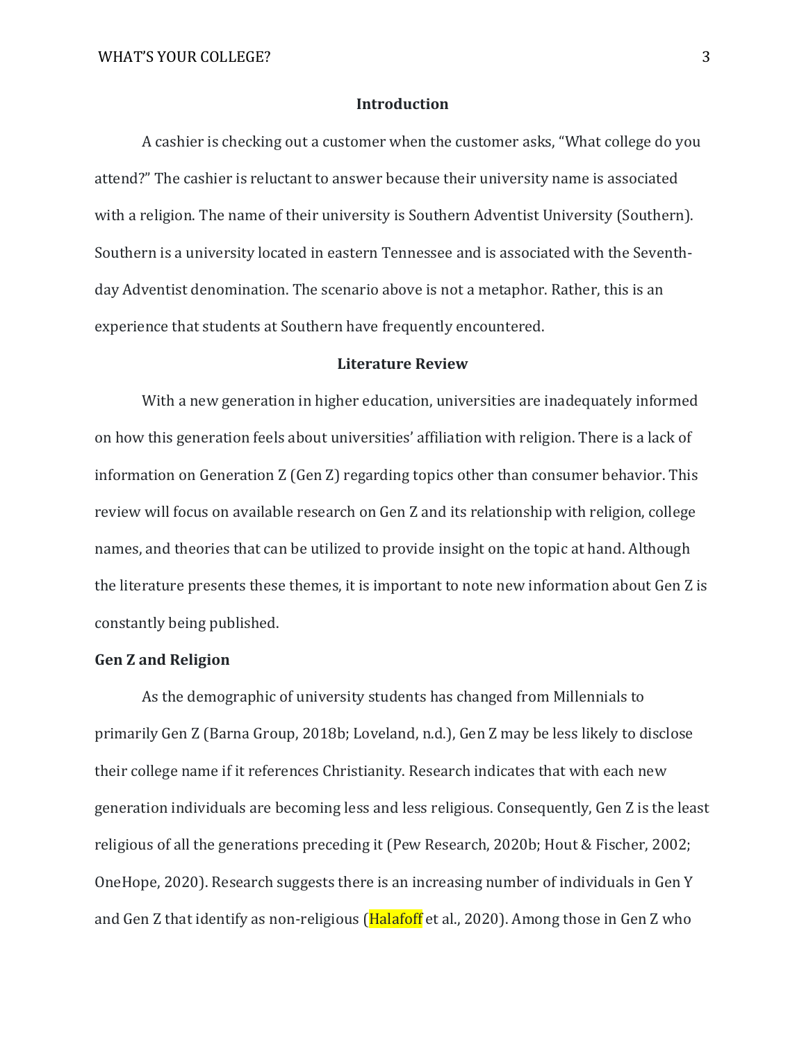## Introduction

A cashier is checking out a customer when the customer asks, "What college do you attend?" The cashier is reluctant to answer because their university name is associated with a religion. The name of their university is Southern Adventist University (Southern). Southern is a university located in eastern Tennessee and is associated with the Seventh-day Adventist denomination. The scenario above is not a metaphor. Rather, this is an experience that students at Southern have frequently encountered.

## Literature Review

With a new generation in higher education, universities are inadequately informed on how this generation feels about universities' affiliation with religion. There is a lack of information on Generation Z (Gen Z) regarding topics other than consumer behavior. This review will focus on available research on Gen Z and its relationship with religion, college names, and theories that can be utilized to provide insight on the topic at hand. Although the literature presents these themes, it is important to note new information about Gen Z is constantly being published.

### Gen Z and Religion

As the demographic of university students has changed from Millennials to primarily Gen Z (Barna Group, 2018b; Loveland, n.d.), Gen Z may be less likely to disclose their college name if it references Christianity. Research indicates that with each new generation individuals are becoming less and less religious. Consequently, Gen Z is the least religious of all the generations preceding it (Pew Research, 2020b; Hout & Fischer, 2002; OneHope, 2020). Research suggests there is an increasing number of individuals in Gen Y and Gen Z that identify as non-religious (Halafoff et al., 2020). Among those in Gen Z who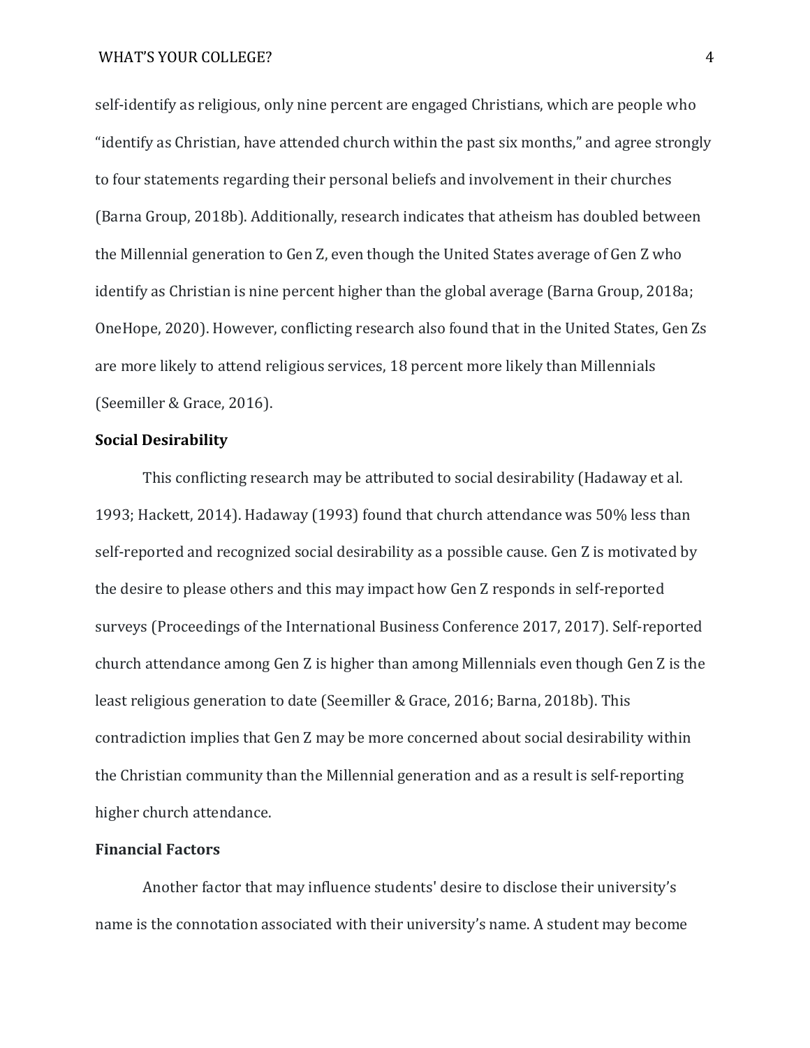self-identify as religious, only nine percent are engaged Christians, which are people who "identify as Christian, have attended church within the past six months," and agree strongly to four statements regarding their personal beliefs and involvement in their churches (Barna Group, 2018b). Additionally, research indicates that atheism has doubled between the Millennial generation to Gen Z, even though the United States average of Gen Z who identify as Christian is nine percent higher than the global average (Barna Group, 2018a; OneHope, 2020). However, conflicting research also found that in the United States, Gen Zs are more likely to attend religious services, 18 percent more likely than Millennials (Seemiller & Grace, 2016).

## Social Desirability

This conflicting research may be attributed to social desirability (Hadaway et al. 1993; Hackett, 2014). Hadaway (1993) found that church attendance was 50% less than self-reported and recognized social desirability as a possible cause. Gen Z is motivated by the desire to please others and this may impact how Gen Z responds in self-reported surveys (Proceedings of the International Business Conference 2017, 2017). Self-reported church attendance among Gen Z is higher than among Millennials even though Gen Z is the least religious generation to date (Seemiller & Grace, 2016; Barna, 2018b). This contradiction implies that Gen Z may be more concerned about social desirability within the Christian community than the Millennial generation and as a result is self-reporting higher church attendance.

## Financial Factors

Another factor that may influence students' desire to disclose their university's name is the connotation associated with their university's name. A student may become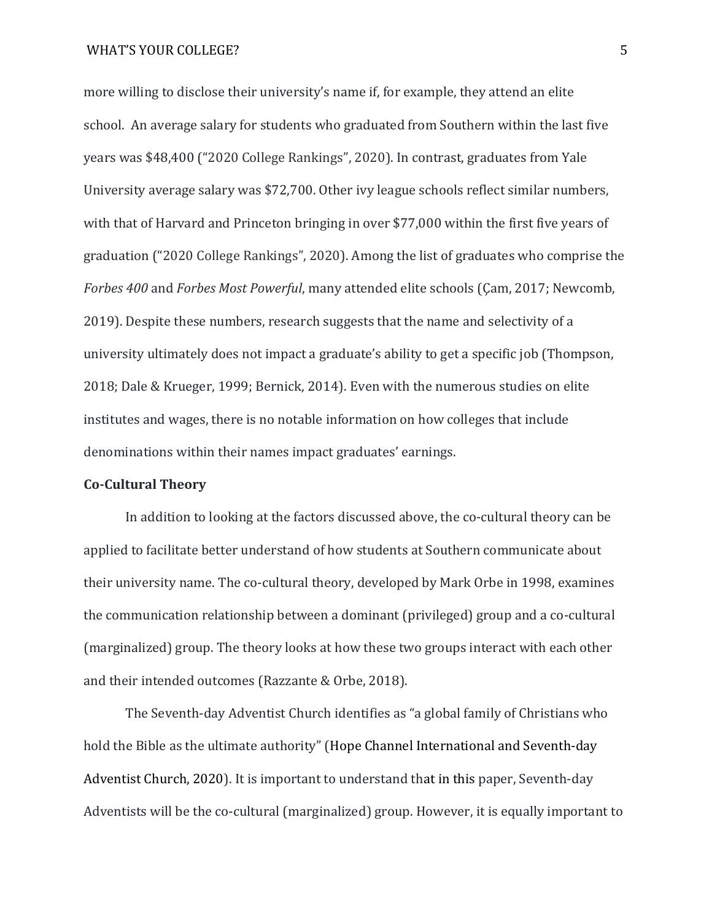more willing to disclose their university's name if, for example, they attend an elite school. An average salary for students who graduated from Southern within the last five years was $48,400 ("2020 College Rankings", 2020). In contrast, graduates from Yale University average salary was $72,700. Other ivy league schools reflect similar numbers, with that of Harvard and Princeton bringing in over $77,000 within the first five years of graduation ("2020 College Rankings", 2020). Among the list of graduates who comprise the *Forbes 400* and *Forbes Most Powerful*, many attended elite schools (Çam, 2017; Newcomb, 2019). Despite these numbers, research suggests that the name and selectivity of a university ultimately does not impact a graduate's ability to get a specific job (Thompson, 2018; Dale & Krueger, 1999; Bernick, 2014). Even with the numerous studies on elite institutes and wages, there is no notable information on how colleges that include denominations within their names impact graduates' earnings.

**Co-Cultural Theory**

In addition to looking at the factors discussed above, the co-cultural theory can be applied to facilitate better understand of how students at Southern communicate about their university name. The co-cultural theory, developed by Mark Orbe in 1998, examines the communication relationship between a dominant (privileged) group and a co-cultural (marginalized) group. The theory looks at how these two groups interact with each other and their intended outcomes (Razzante & Orbe, 2018).

The Seventh-day Adventist Church identifies as "a global family of Christians who hold the Bible as the ultimate authority" (Hope Channel International and Seventh-day Adventist Church, 2020). It is important to understand that in this paper, Seventh-day Adventists will be the co-cultural (marginalized) group. However, it is equally important to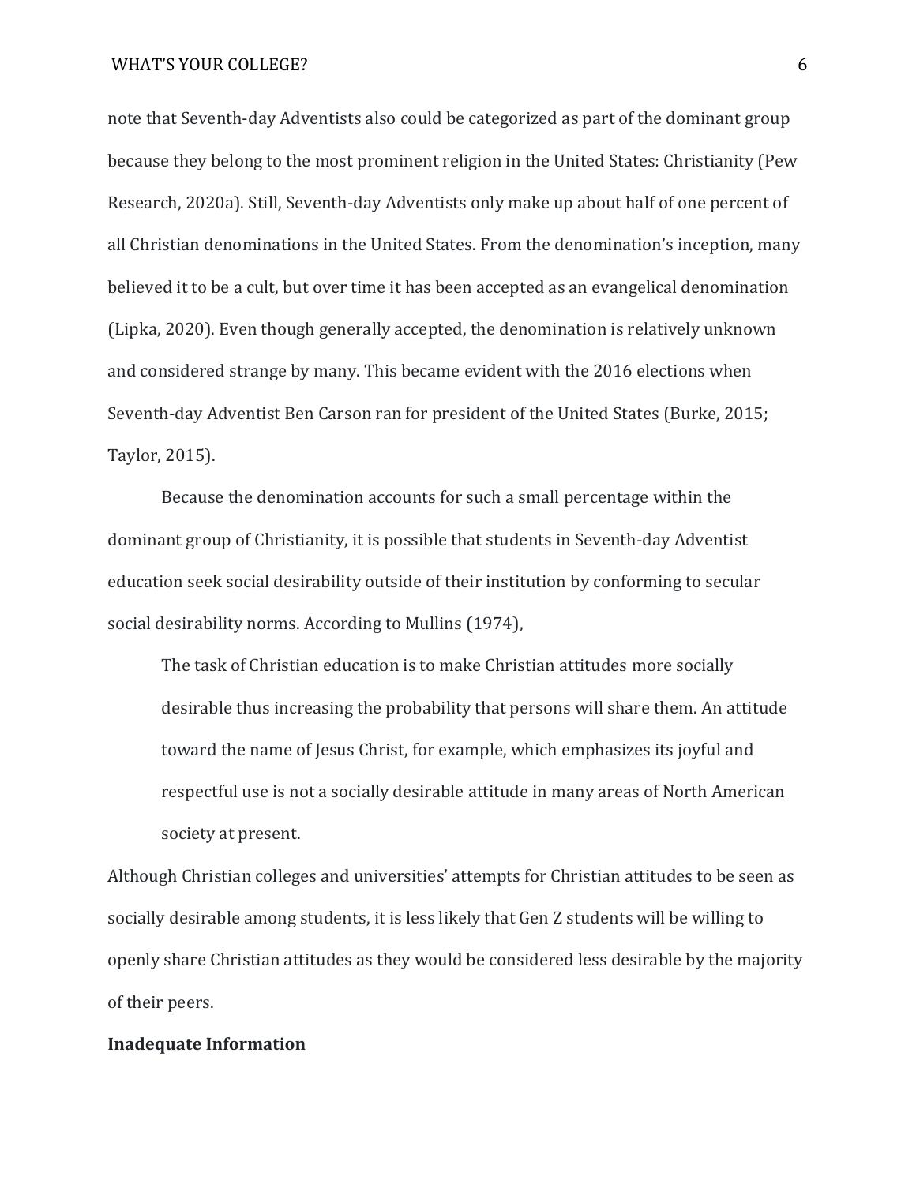note that Seventh-day Adventists also could be categorized as part of the dominant group because they belong to the most prominent religion in the United States: Christianity (Pew Research, 2020a). Still, Seventh-day Adventists only make up about half of one percent of all Christian denominations in the United States. From the denomination's inception, many believed it to be a cult, but over time it has been accepted as an evangelical denomination (Lipka, 2020). Even though generally accepted, the denomination is relatively unknown and considered strange by many. This became evident with the 2016 elections when Seventh-day Adventist Ben Carson ran for president of the United States (Burke, 2015; Taylor, 2015).

Because the denomination accounts for such a small percentage within the dominant group of Christianity, it is possible that students in Seventh-day Adventist education seek social desirability outside of their institution by conforming to secular social desirability norms. According to Mullins (1974),

> The task of Christian education is to make Christian attitudes more socially desirable thus increasing the probability that persons will share them. An attitude toward the name of Jesus Christ, for example, which emphasizes its joyful and respectful use is not a socially desirable attitude in many areas of North American society at present.

Although Christian colleges and universities' attempts for Christian attitudes to be seen as socially desirable among students, it is less likely that Gen Z students will be willing to openly share Christian attitudes as they would be considered less desirable by the majority of their peers.

**Inadequate Information**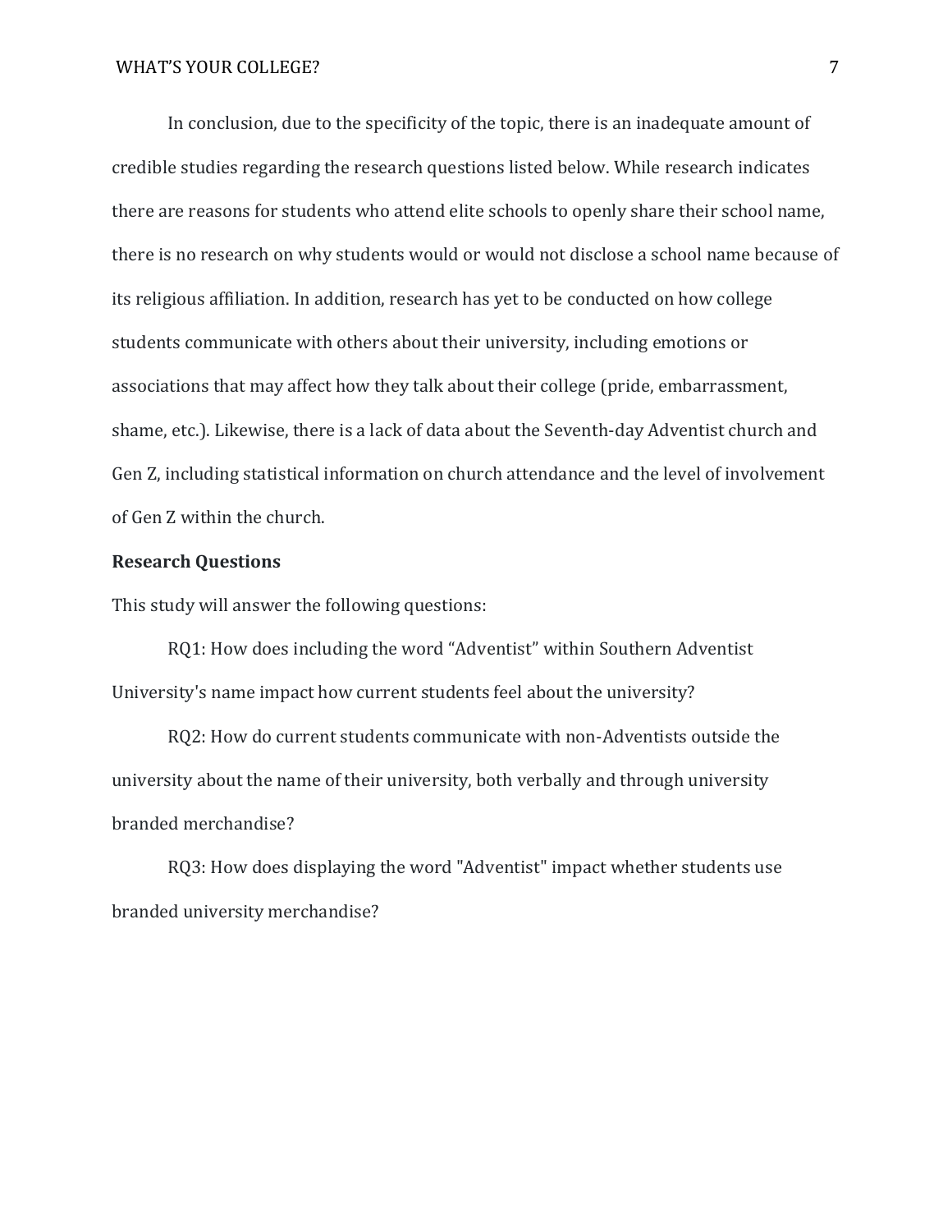In conclusion, due to the specificity of the topic, there is an inadequate amount of credible studies regarding the research questions listed below. While research indicates there are reasons for students who attend elite schools to openly share their school name, there is no research on why students would or would not disclose a school name because of its religious affiliation. In addition, research has yet to be conducted on how college students communicate with others about their university, including emotions or associations that may affect how they talk about their college (pride, embarrassment, shame, etc.). Likewise, there is a lack of data about the Seventh-day Adventist church and Gen Z, including statistical information on church attendance and the level of involvement of Gen Z within the church.

**Research Questions**

This study will answer the following questions:

RQ1: How does including the word “Adventist” within Southern Adventist University's name impact how current students feel about the university?

RQ2: How do current students communicate with non-Adventists outside the university about the name of their university, both verbally and through university branded merchandise?

RQ3: How does displaying the word "Adventist" impact whether students use branded university merchandise?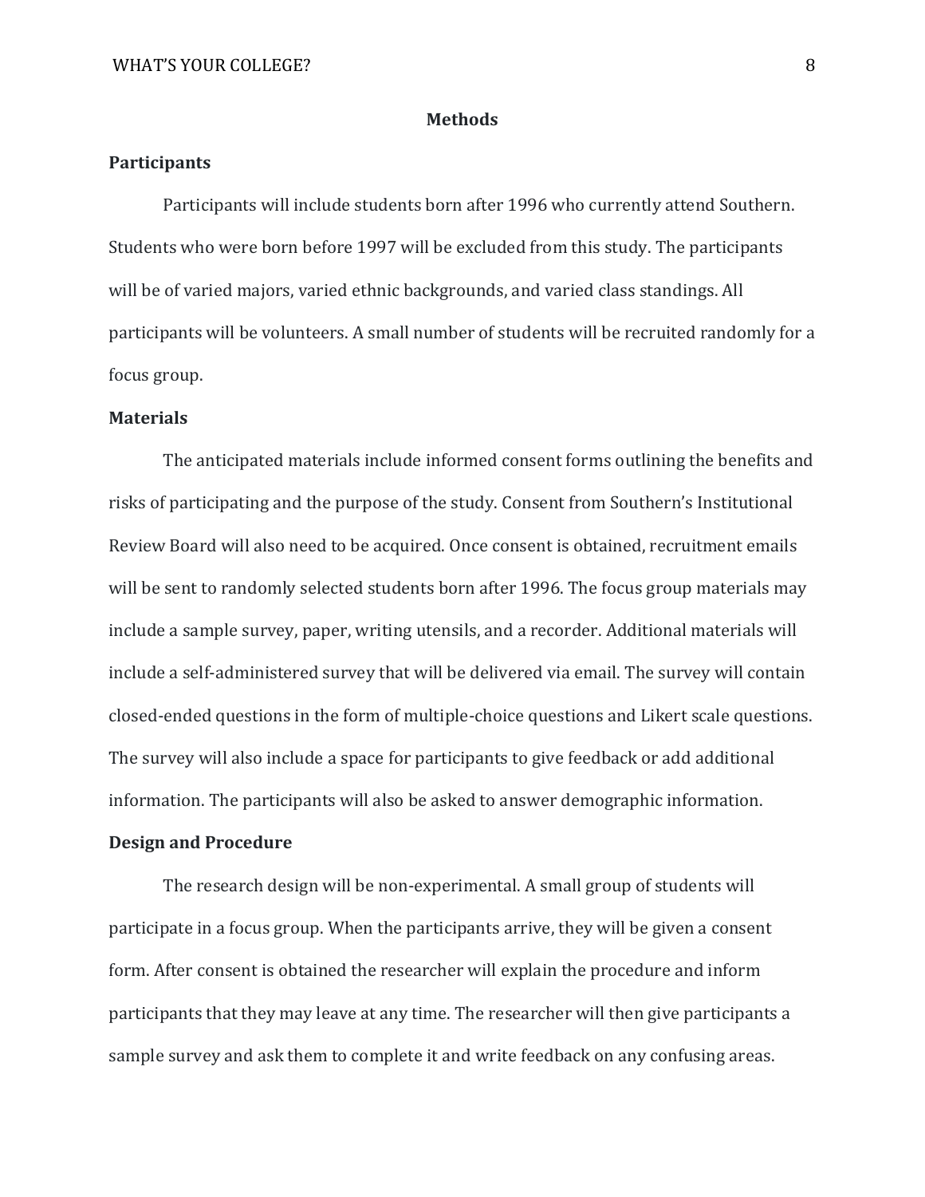# Methods

## Participants

Participants will include students born after 1996 who currently attend Southern. Students who were born before 1997 will be excluded from this study. The participants will be of varied majors, varied ethnic backgrounds, and varied class standings. All participants will be volunteers. A small number of students will be recruited randomly for a focus group.

## Materials

The anticipated materials include informed consent forms outlining the benefits and risks of participating and the purpose of the study. Consent from Southern's Institutional Review Board will also need to be acquired. Once consent is obtained, recruitment emails will be sent to randomly selected students born after 1996. The focus group materials may include a sample survey, paper, writing utensils, and a recorder. Additional materials will include a self-administered survey that will be delivered via email. The survey will contain closed-ended questions in the form of multiple-choice questions and Likert scale questions. The survey will also include a space for participants to give feedback or add additional information. The participants will also be asked to answer demographic information.

## Design and Procedure

The research design will be non-experimental. A small group of students will participate in a focus group. When the participants arrive, they will be given a consent form. After consent is obtained the researcher will explain the procedure and inform participants that they may leave at any time. The researcher will then give participants a sample survey and ask them to complete it and write feedback on any confusing areas.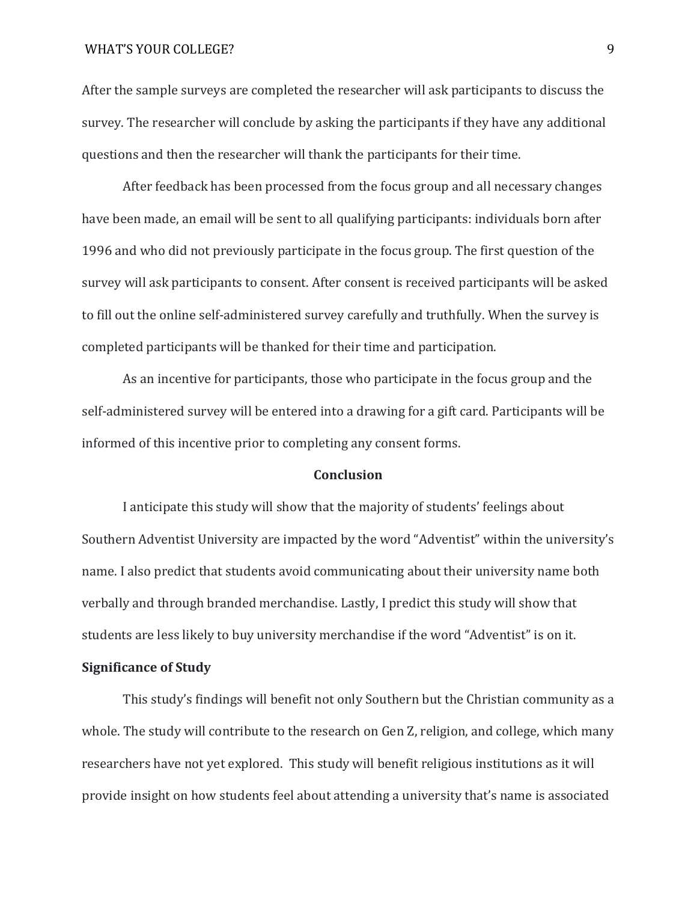After the sample surveys are completed the researcher will ask participants to discuss the survey. The researcher will conclude by asking the participants if they have any additional questions and then the researcher will thank the participants for their time.

After feedback has been processed from the focus group and all necessary changes have been made, an email will be sent to all qualifying participants: individuals born after 1996 and who did not previously participate in the focus group. The first question of the survey will ask participants to consent. After consent is received participants will be asked to fill out the online self-administered survey carefully and truthfully. When the survey is completed participants will be thanked for their time and participation.

As an incentive for participants, those who participate in the focus group and the self-administered survey will be entered into a drawing for a gift card. Participants will be informed of this incentive prior to completing any consent forms.

## Conclusion

I anticipate this study will show that the majority of students' feelings about Southern Adventist University are impacted by the word "Adventist" within the university's name. I also predict that students avoid communicating about their university name both verbally and through branded merchandise. Lastly, I predict this study will show that students are less likely to buy university merchandise if the word "Adventist" is on it.

### Significance of Study

This study's findings will benefit not only Southern but the Christian community as a whole. The study will contribute to the research on Gen Z, religion, and college, which many researchers have not yet explored.  This study will benefit religious institutions as it will provide insight on how students feel about attending a university that's name is associated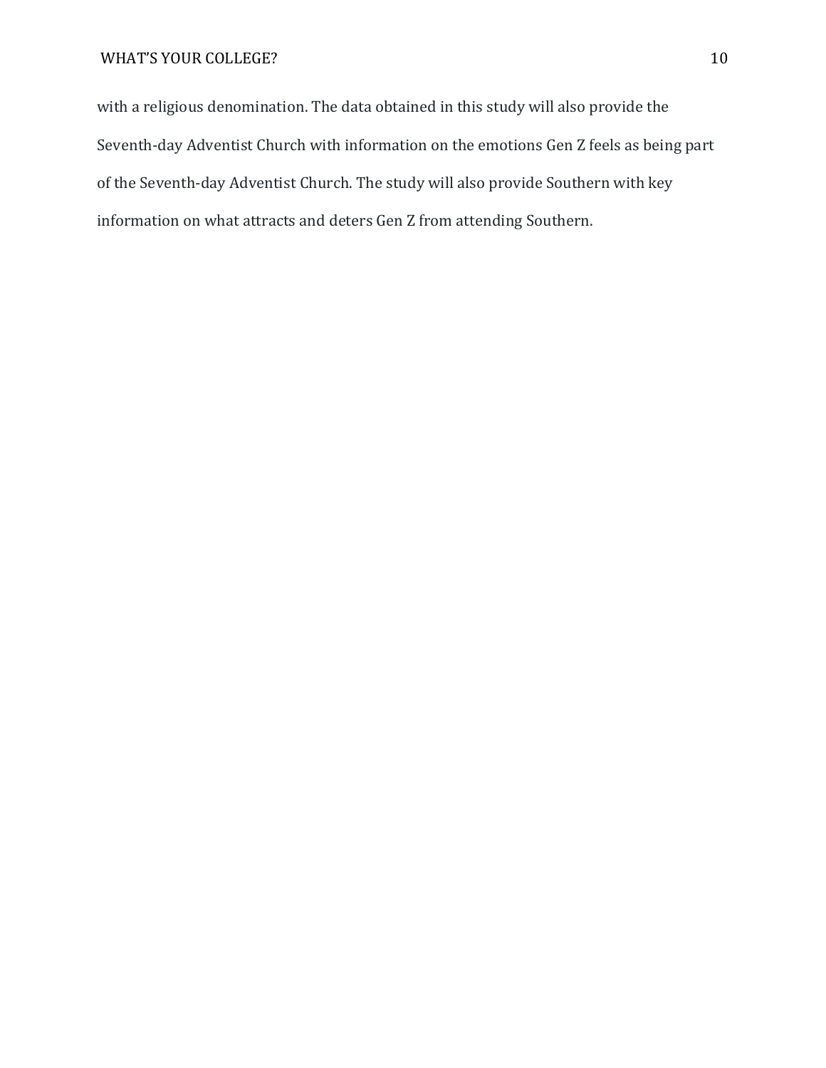with a religious denomination. The data obtained in this study will also provide the Seventh-day Adventist Church with information on the emotions Gen Z feels as being part of the Seventh-day Adventist Church. The study will also provide Southern with key information on what attracts and deters Gen Z from attending Southern.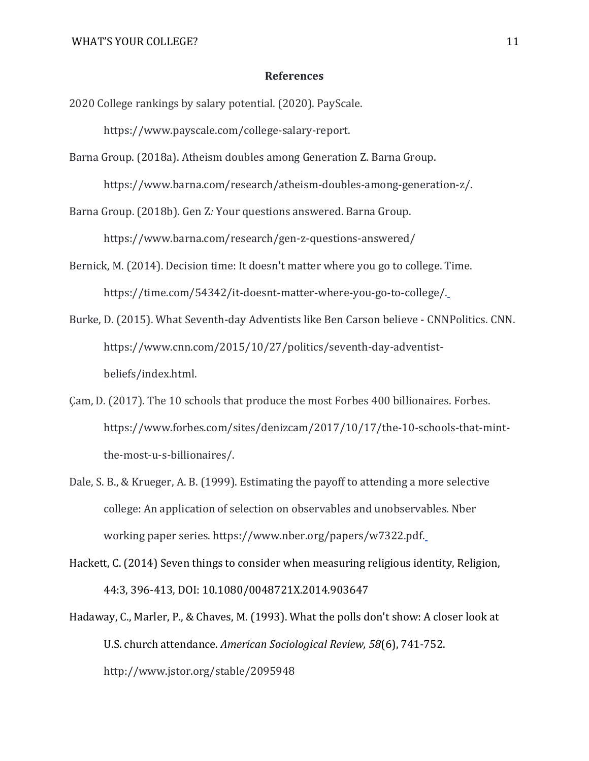## References

2020 College rankings by salary potential. (2020). PayScale. https://www.payscale.com/college-salary-report.

Barna Group. (2018a). Atheism doubles among Generation Z. Barna Group. https://www.barna.com/research/atheism-doubles-among-generation-z/.

Barna Group. (2018b). Gen Z*:* Your questions answered. Barna Group. https://www.barna.com/research/gen-z-questions-answered/

Bernick, M. (2014). Decision time: It doesn't matter where you go to college. Time. https://time.com/54342/it-doesnt-matter-where-you-go-to-college/.

Burke, D. (2015). What Seventh-day Adventists like Ben Carson believe - CNNPolitics. CNN. https://www.cnn.com/2015/10/27/politics/seventh-day-adventist-beliefs/index.html.

Çam, D. (2017). The 10 schools that produce the most Forbes 400 billionaires. Forbes. https://www.forbes.com/sites/denizcam/2017/10/17/the-10-schools-that-mint-the-most-u-s-billionaires/.

Dale, S. B., & Krueger, A. B. (1999). Estimating the payoff to attending a more selective college: An application of selection on observables and unobservables. Nber working paper series. https://www.nber.org/papers/w7322.pdf.

Hackett, C. (2014) Seven things to consider when measuring religious identity, Religion, 44:3, 396-413, DOI: 10.1080/0048721X.2014.903647

Hadaway, C., Marler, P., & Chaves, M. (1993). What the polls don't show: A closer look at U.S. church attendance. *American Sociological Review, 58*(6), 741-752. http://www.jstor.org/stable/2095948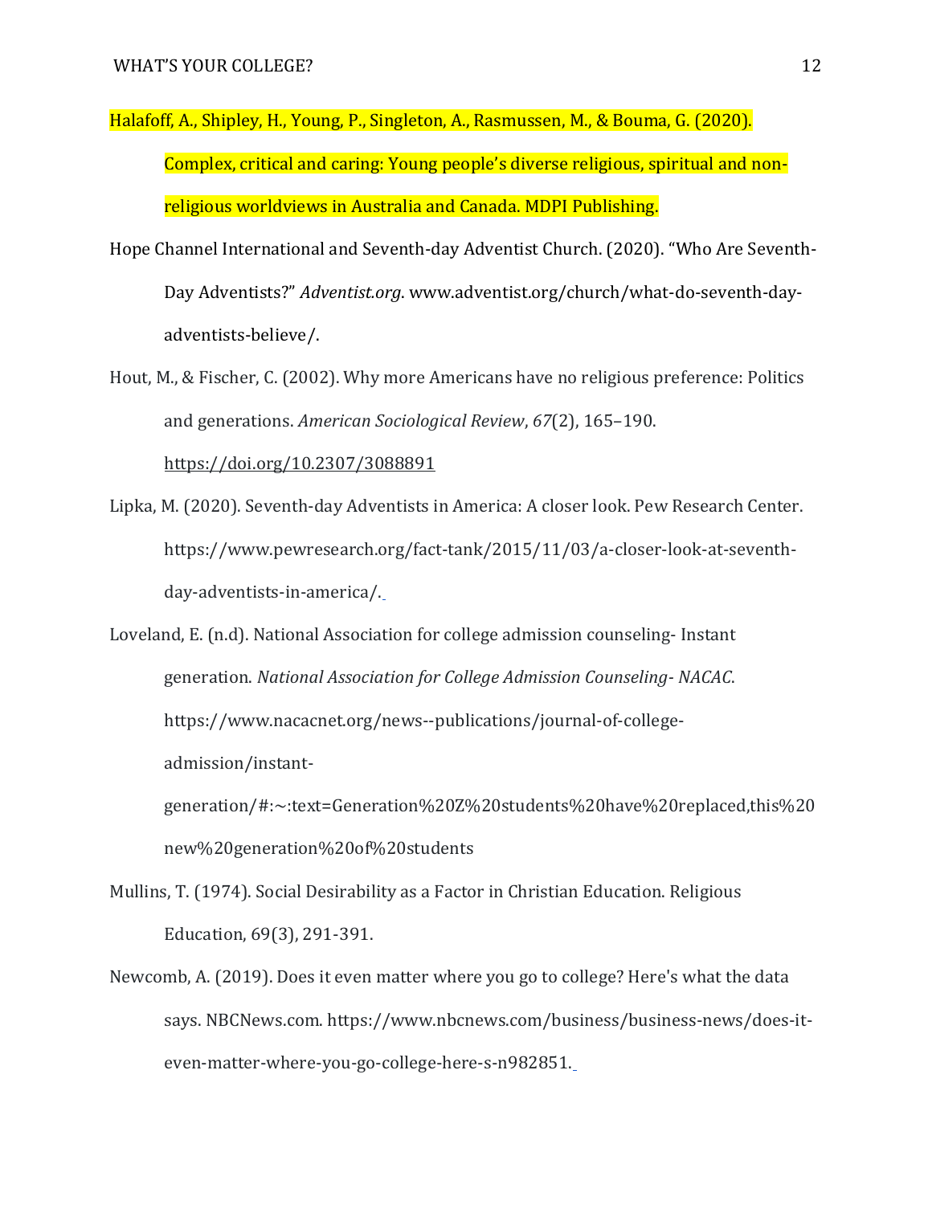Halafoff, A., Shipley, H., Young, P., Singleton, A., Rasmussen, M., & Bouma, G. (2020). Complex, critical and caring: Young people's diverse religious, spiritual and non-religious worldviews in Australia and Canada. MDPI Publishing.

Hope Channel International and Seventh-day Adventist Church. (2020). "Who Are Seventh-Day Adventists?" *Adventist.org*. www.adventist.org/church/what-do-seventh-day-adventists-believe/.

Hout, M., & Fischer, C. (2002). Why more Americans have no religious preference: Politics and generations. *American Sociological Review*, *67*(2), 165–190. https://doi.org/10.2307/3088891

Lipka, M. (2020). Seventh-day Adventists in America: A closer look. Pew Research Center. https://www.pewresearch.org/fact-tank/2015/11/03/a-closer-look-at-seventh-day-adventists-in-america/.

Loveland, E. (n.d). National Association for college admission counseling- Instant generation. *National Association for College Admission Counseling- NACAC*. https://www.nacacnet.org/news--publications/journal-of-college-admission/instant-generation/#:~:text=Generation%20Z%20students%20have%20replaced,this%20new%20generation%20of%20students

Mullins, T. (1974). Social Desirability as a Factor in Christian Education. Religious Education, 69(3), 291-391.

Newcomb, A. (2019). Does it even matter where you go to college? Here's what the data says. NBCNews.com. https://www.nbcnews.com/business/business-news/does-it-even-matter-where-you-go-college-here-s-n982851.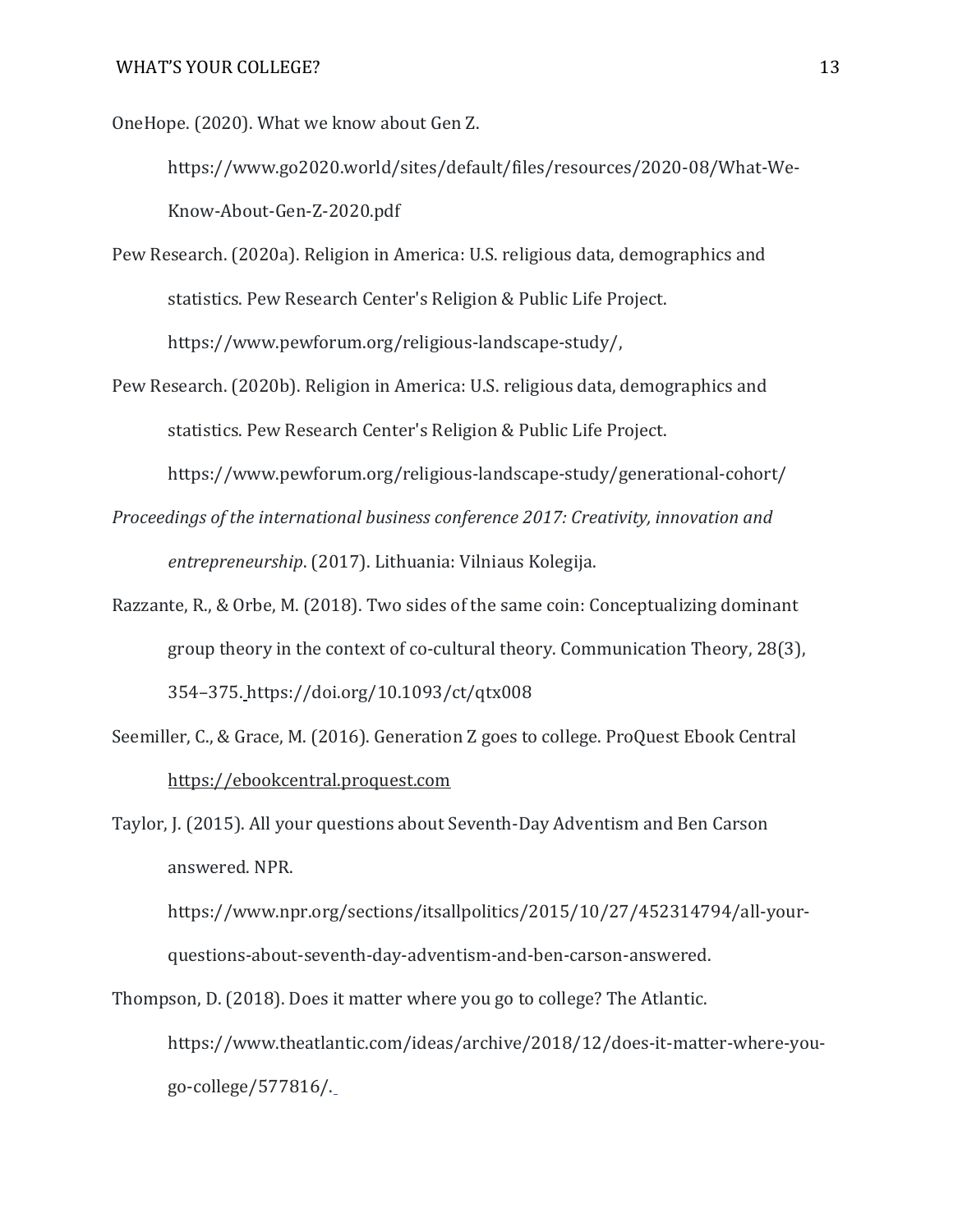OneHope. (2020). What we know about Gen Z. https://www.go2020.world/sites/default/files/resources/2020-08/What-We-Know-About-Gen-Z-2020.pdf

Pew Research. (2020a). Religion in America: U.S. religious data, demographics and statistics. Pew Research Center's Religion & Public Life Project. https://www.pewforum.org/religious-landscape-study/,

Pew Research. (2020b). Religion in America: U.S. religious data, demographics and statistics. Pew Research Center's Religion & Public Life Project. https://www.pewforum.org/religious-landscape-study/generational-cohort/

*Proceedings of the international business conference 2017: Creativity, innovation and entrepreneurship*. (2017). Lithuania: Vilniaus Kolegija.

Razzante, R., & Orbe, M. (2018). Two sides of the same coin: Conceptualizing dominant group theory in the context of co-cultural theory. Communication Theory, 28(3), 354–375. https://doi.org/10.1093/ct/qtx008

Seemiller, C., & Grace, M. (2016). Generation Z goes to college. ProQuest Ebook Central https://ebookcentral.proquest.com

Taylor, J. (2015). All your questions about Seventh-Day Adventism and Ben Carson answered. NPR. https://www.npr.org/sections/itsallpolitics/2015/10/27/452314794/all-your-questions-about-seventh-day-adventism-and-ben-carson-answered.

Thompson, D. (2018). Does it matter where you go to college? The Atlantic. https://www.theatlantic.com/ideas/archive/2018/12/does-it-matter-where-you-go-college/577816/.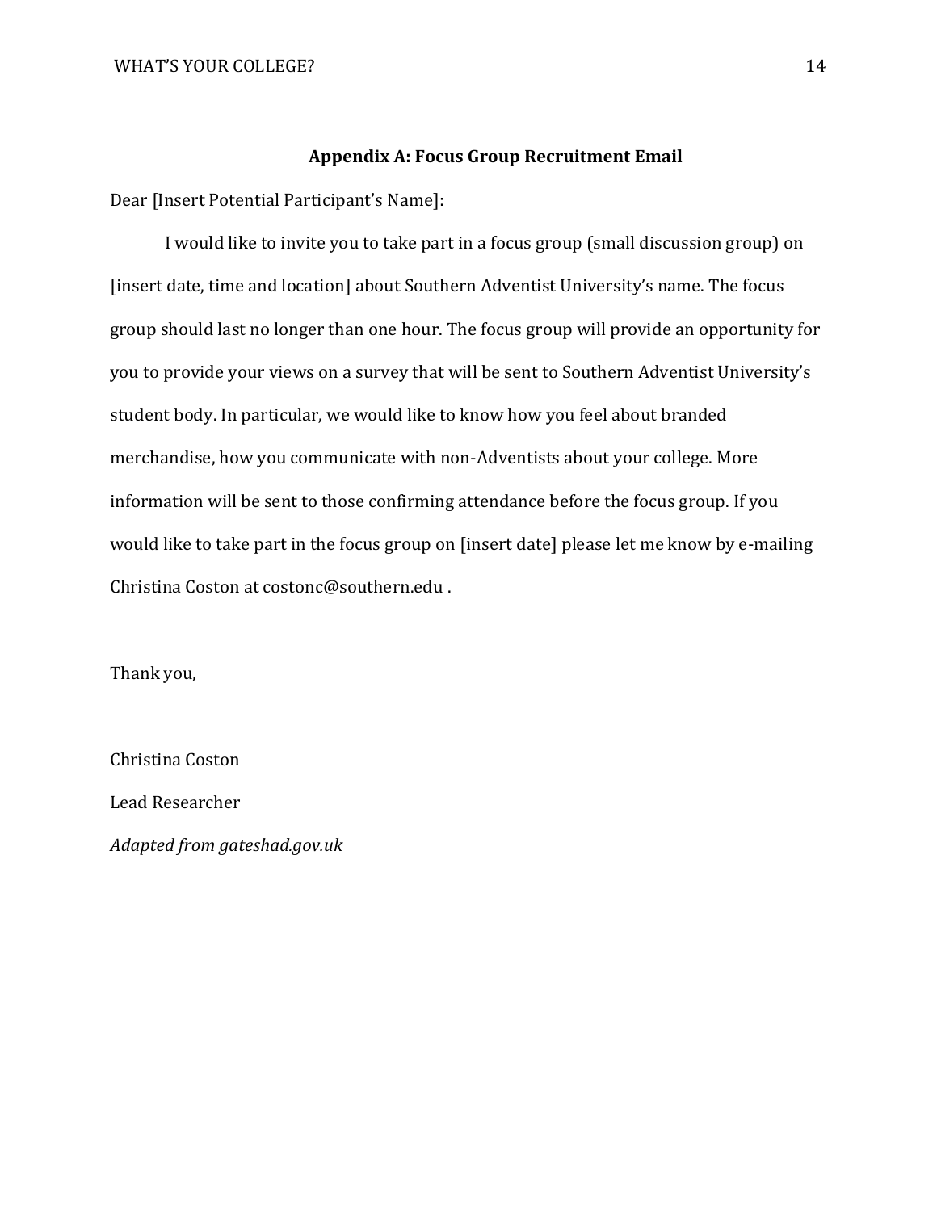## Appendix A: Focus Group Recruitment Email

Dear [Insert Potential Participant's Name]:

I would like to invite you to take part in a focus group (small discussion group) on [insert date, time and location] about Southern Adventist University's name. The focus group should last no longer than one hour. The focus group will provide an opportunity for you to provide your views on a survey that will be sent to Southern Adventist University's student body. In particular, we would like to know how you feel about branded merchandise, how you communicate with non-Adventists about your college. More information will be sent to those confirming attendance before the focus group. If you would like to take part in the focus group on [insert date] please let me know by e-mailing Christina Coston at costonc@southern.edu .

Thank you,

Christina Coston

Lead Researcher

*Adapted from gateshad.gov.uk*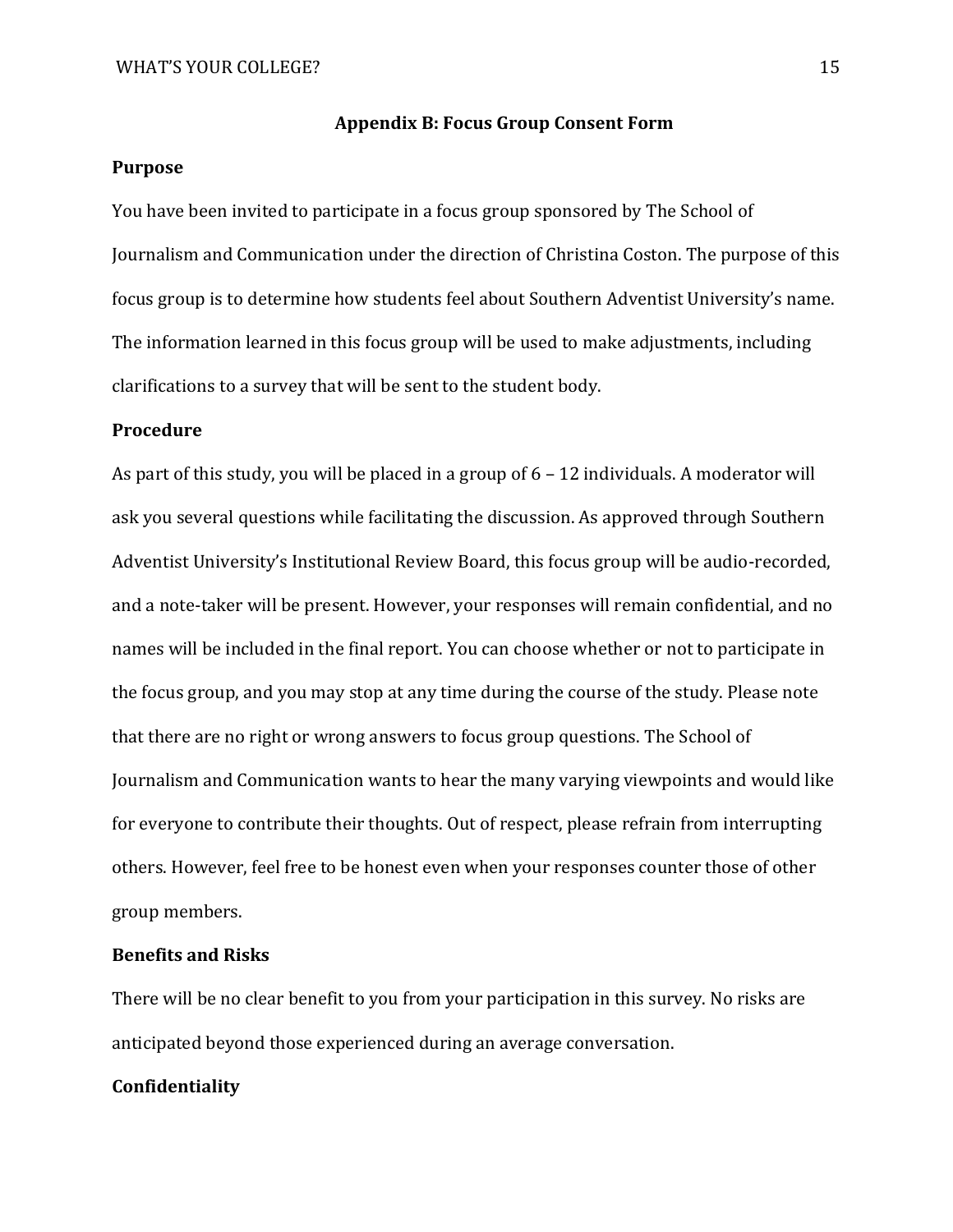## Appendix B: Focus Group Consent Form

### Purpose

You have been invited to participate in a focus group sponsored by The School of Journalism and Communication under the direction of Christina Coston. The purpose of this focus group is to determine how students feel about Southern Adventist University's name. The information learned in this focus group will be used to make adjustments, including clarifications to a survey that will be sent to the student body.

### Procedure

As part of this study, you will be placed in a group of 6 – 12 individuals. A moderator will ask you several questions while facilitating the discussion. As approved through Southern Adventist University's Institutional Review Board, this focus group will be audio-recorded, and a note-taker will be present. However, your responses will remain confidential, and no names will be included in the final report. You can choose whether or not to participate in the focus group, and you may stop at any time during the course of the study. Please note that there are no right or wrong answers to focus group questions. The School of Journalism and Communication wants to hear the many varying viewpoints and would like for everyone to contribute their thoughts. Out of respect, please refrain from interrupting others. However, feel free to be honest even when your responses counter those of other group members.

### Benefits and Risks

There will be no clear benefit to you from your participation in this survey. No risks are anticipated beyond those experienced during an average conversation.

### Confidentiality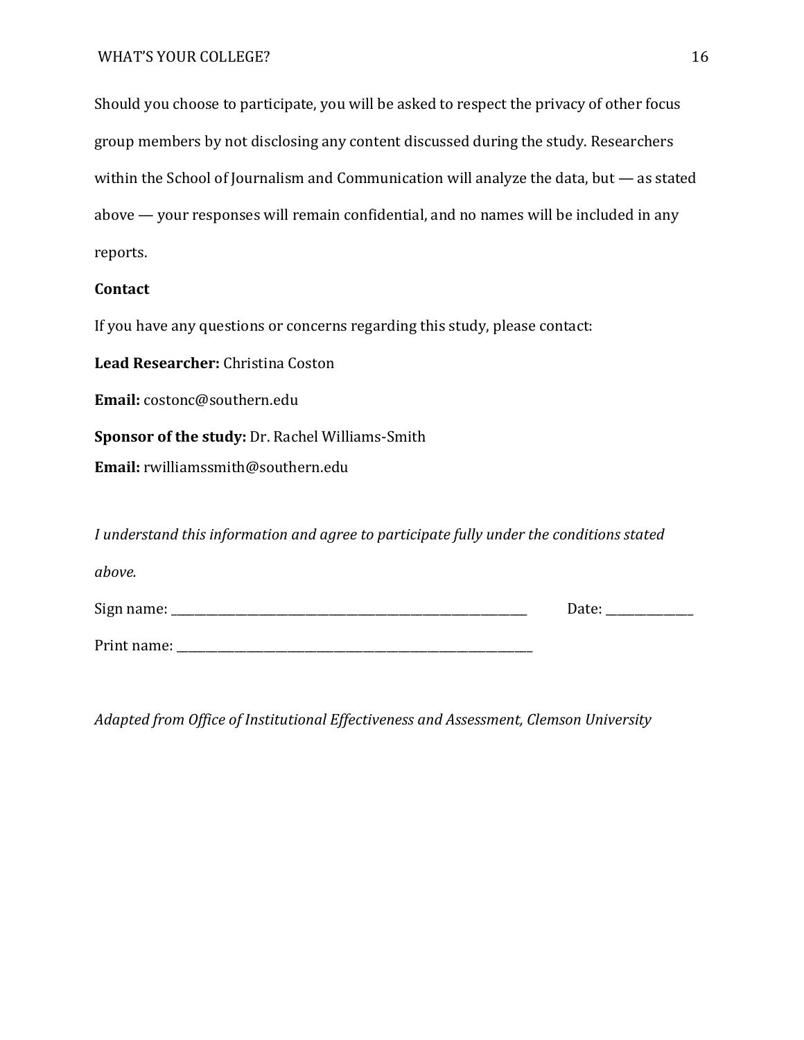Should you choose to participate, you will be asked to respect the privacy of other focus group members by not disclosing any content discussed during the study. Researchers within the School of Journalism and Communication will analyze the data, but — as stated above — your responses will remain confidential, and no names will be included in any reports.

**Contact**

If you have any questions or concerns regarding this study, please contact:

**Lead Researcher:** Christina Coston

**Email:** costonc@southern.edu

**Sponsor of the study:** Dr. Rachel Williams-Smith

**Email:** rwilliamssmith@southern.edu

*I understand this information and agree to participate fully under the conditions stated above.*

Sign name: ______________________________________________ Date: ____________

Print name: ______________________________________________

*Adapted from Office of Institutional Effectiveness and Assessment, Clemson University*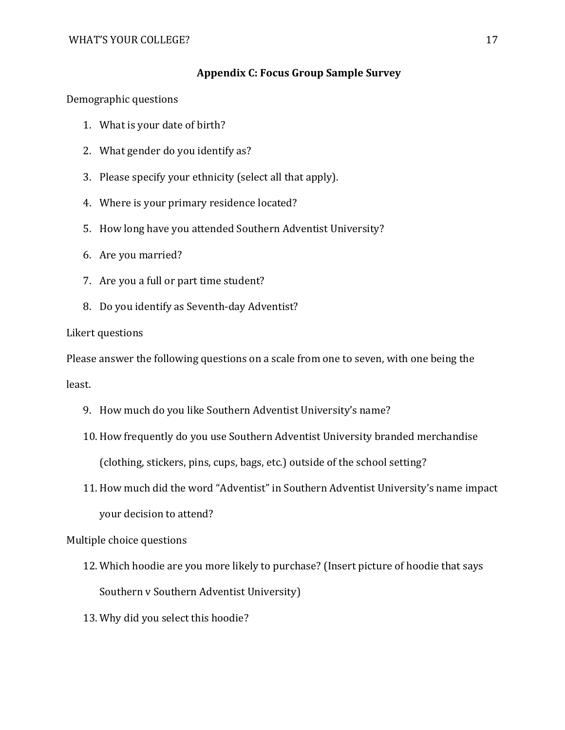## Appendix C: Focus Group Sample Survey

Demographic questions

1. What is your date of birth?
2. What gender do you identify as?
3. Please specify your ethnicity (select all that apply).
4. Where is your primary residence located?
5. How long have you attended Southern Adventist University?
6. Are you married?
7. Are you a full or part time student?
8. Do you identify as Seventh-day Adventist?

Likert questions

Please answer the following questions on a scale from one to seven, with one being the least.

9. How much do you like Southern Adventist University's name?
10. How frequently do you use Southern Adventist University branded merchandise (clothing, stickers, pins, cups, bags, etc.) outside of the school setting?
11. How much did the word "Adventist" in Southern Adventist University's name impact your decision to attend?

Multiple choice questions

12. Which hoodie are you more likely to purchase? (Insert picture of hoodie that says Southern v Southern Adventist University)
13. Why did you select this hoodie?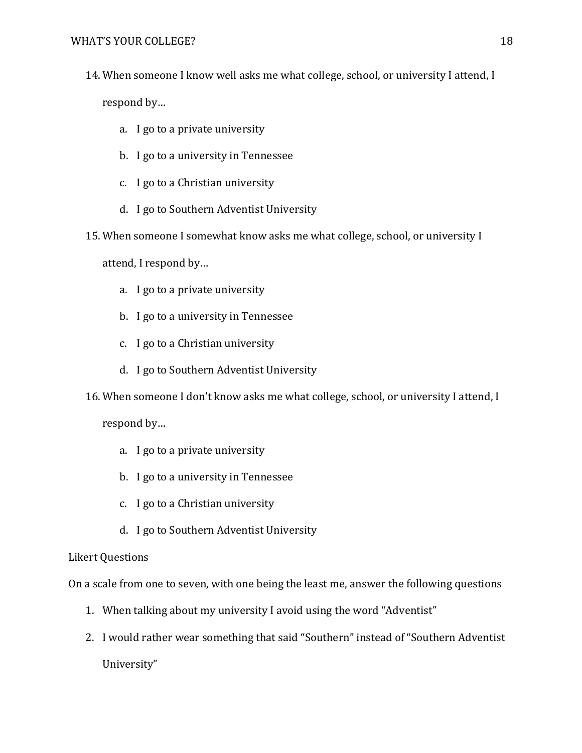14. When someone I know well asks me what college, school, or university I attend, I respond by…
    a. I go to a private university
    b. I go to a university in Tennessee
    c. I go to a Christian university
    d. I go to Southern Adventist University
15. When someone I somewhat know asks me what college, school, or university I attend, I respond by…
    a. I go to a private university
    b. I go to a university in Tennessee
    c. I go to a Christian university
    d. I go to Southern Adventist University
16. When someone I don't know asks me what college, school, or university I attend, I respond by…
    a. I go to a private university
    b. I go to a university in Tennessee
    c. I go to a Christian university
    d. I go to Southern Adventist University

Likert Questions

On a scale from one to seven, with one being the least me, answer the following questions

1. When talking about my university I avoid using the word "Adventist"
2. I would rather wear something that said "Southern" instead of "Southern Adventist University"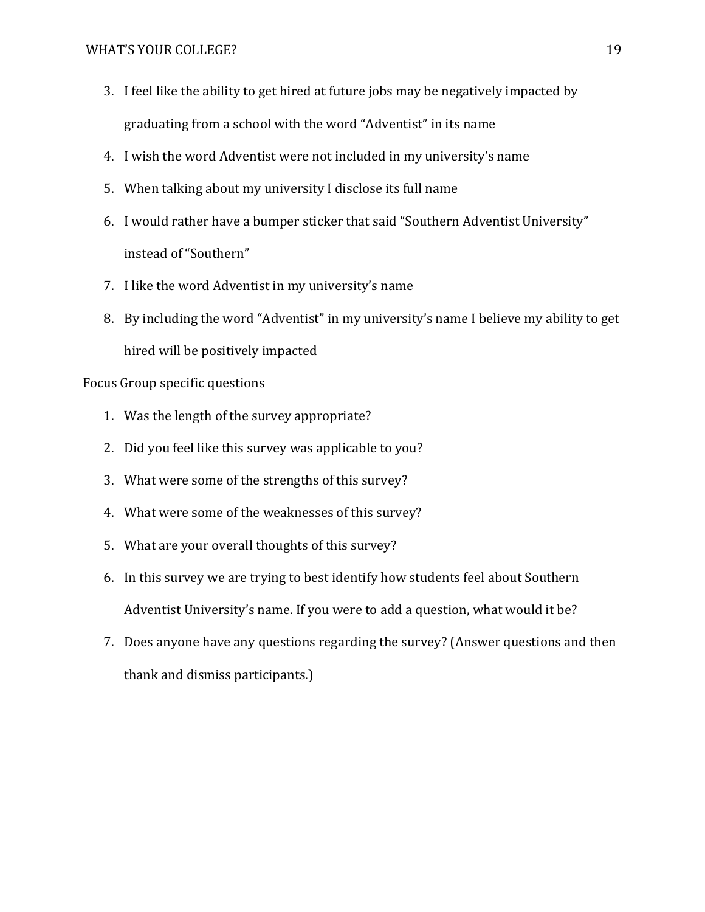3. I feel like the ability to get hired at future jobs may be negatively impacted by graduating from a school with the word “Adventist” in its name
4. I wish the word Adventist were not included in my university’s name
5. When talking about my university I disclose its full name
6. I would rather have a bumper sticker that said “Southern Adventist University” instead of “Southern”
7. I like the word Adventist in my university’s name
8. By including the word “Adventist” in my university’s name I believe my ability to get hired will be positively impacted

Focus Group specific questions

1. Was the length of the survey appropriate?
2. Did you feel like this survey was applicable to you?
3. What were some of the strengths of this survey?
4. What were some of the weaknesses of this survey?
5. What are your overall thoughts of this survey?
6. In this survey we are trying to best identify how students feel about Southern Adventist University’s name. If you were to add a question, what would it be?
7. Does anyone have any questions regarding the survey? (Answer questions and then thank and dismiss participants.)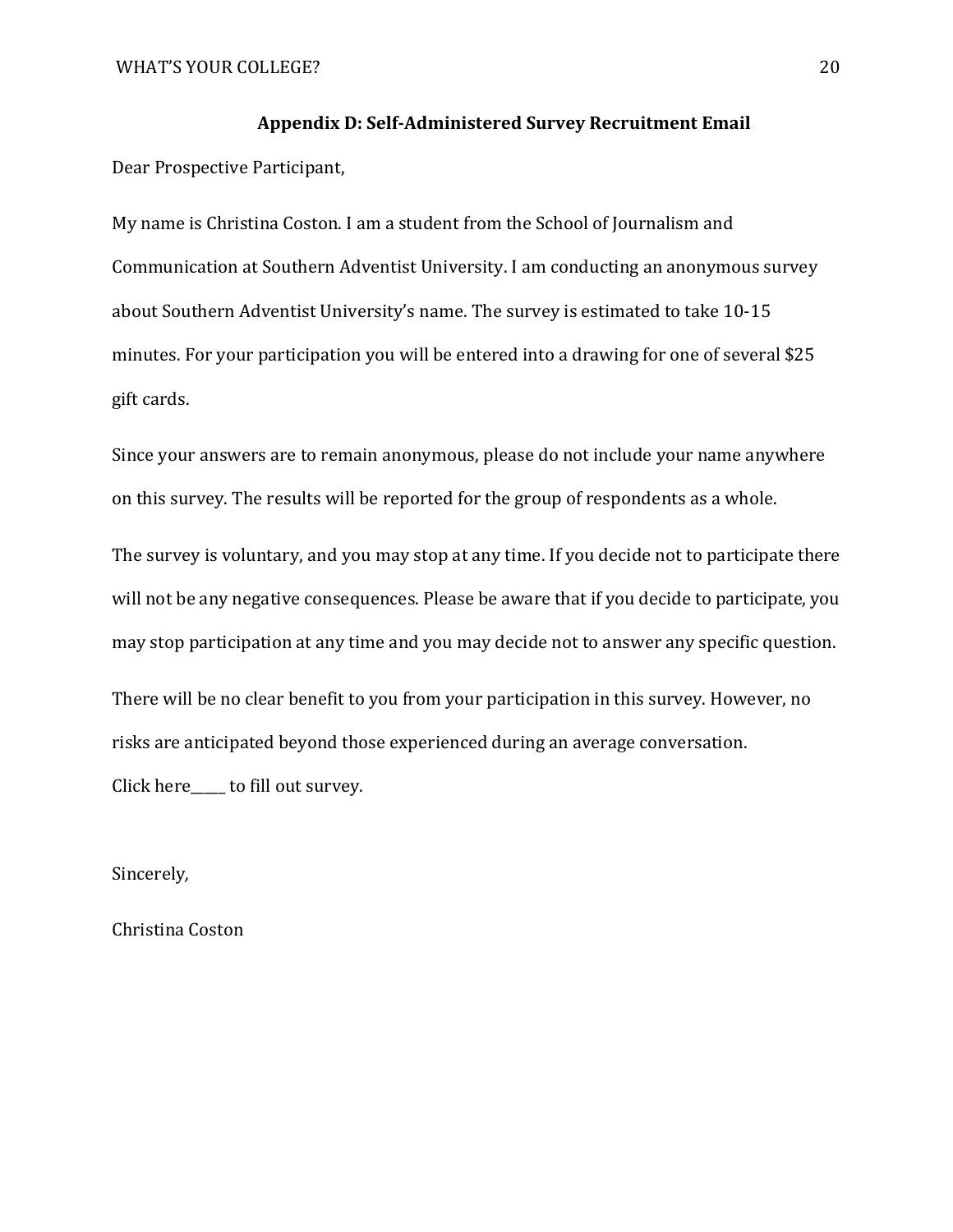## Appendix D: Self-Administered Survey Recruitment Email

Dear Prospective Participant,

My name is Christina Coston. I am a student from the School of Journalism and Communication at Southern Adventist University. I am conducting an anonymous survey about Southern Adventist University's name. The survey is estimated to take 10-15 minutes. For your participation you will be entered into a drawing for one of several $25 gift cards.

Since your answers are to remain anonymous, please do not include your name anywhere on this survey. The results will be reported for the group of respondents as a whole.

The survey is voluntary, and you may stop at any time. If you decide not to participate there will not be any negative consequences. Please be aware that if you decide to participate, you may stop participation at any time and you may decide not to answer any specific question.

There will be no clear benefit to you from your participation in this survey. However, no risks are anticipated beyond those experienced during an average conversation.

Click here_____ to fill out survey.

Sincerely,

Christina Coston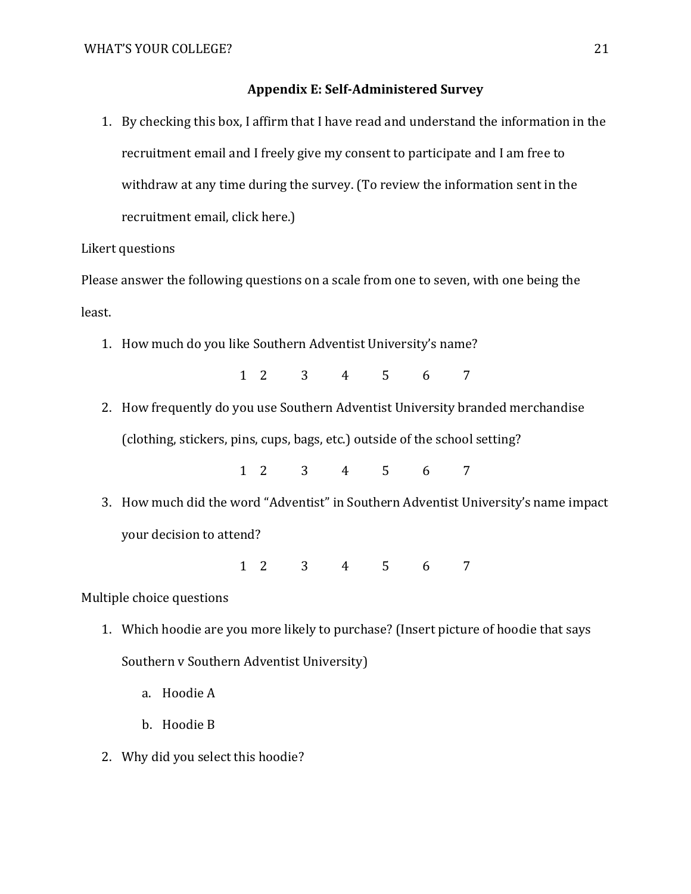## Appendix E: Self-Administered Survey

1. By checking this box, I affirm that I have read and understand the information in the recruitment email and I freely give my consent to participate and I am free to withdraw at any time during the survey. (To review the information sent in the recruitment email, click here.)

Likert questions

Please answer the following questions on a scale from one to seven, with one being the least.

1. How much do you like Southern Adventist University's name?

   1 2 3 4 5 6 7

2. How frequently do you use Southern Adventist University branded merchandise (clothing, stickers, pins, cups, bags, etc.) outside of the school setting?

   1 2 3 4 5 6 7

3. How much did the word "Adventist" in Southern Adventist University's name impact your decision to attend?

   1 2 3 4 5 6 7

Multiple choice questions

1. Which hoodie are you more likely to purchase? (Insert picture of hoodie that says Southern v Southern Adventist University)
   a. Hoodie A
   b. Hoodie B
2. Why did you select this hoodie?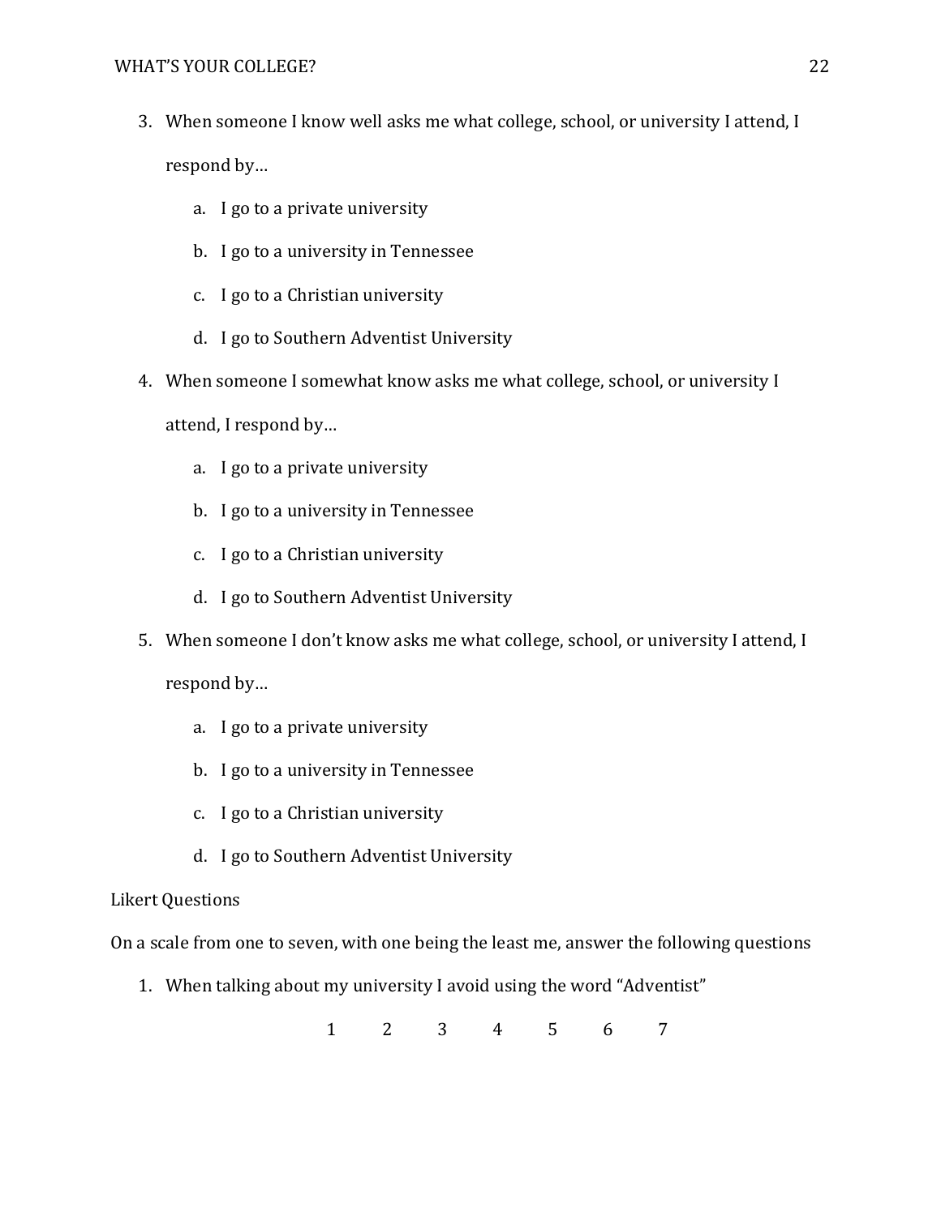3. When someone I know well asks me what college, school, or university I attend, I respond by…
    a. I go to a private university
    b. I go to a university in Tennessee
    c. I go to a Christian university
    d. I go to Southern Adventist University
4. When someone I somewhat know asks me what college, school, or university I attend, I respond by…
    a. I go to a private university
    b. I go to a university in Tennessee
    c. I go to a Christian university
    d. I go to Southern Adventist University
5. When someone I don't know asks me what college, school, or university I attend, I respond by…
    a. I go to a private university
    b. I go to a university in Tennessee
    c. I go to a Christian university
    d. I go to Southern Adventist University

Likert Questions

On a scale from one to seven, with one being the least me, answer the following questions

1. When talking about my university I avoid using the word "Adventist"

    1 2 3 4 5 6 7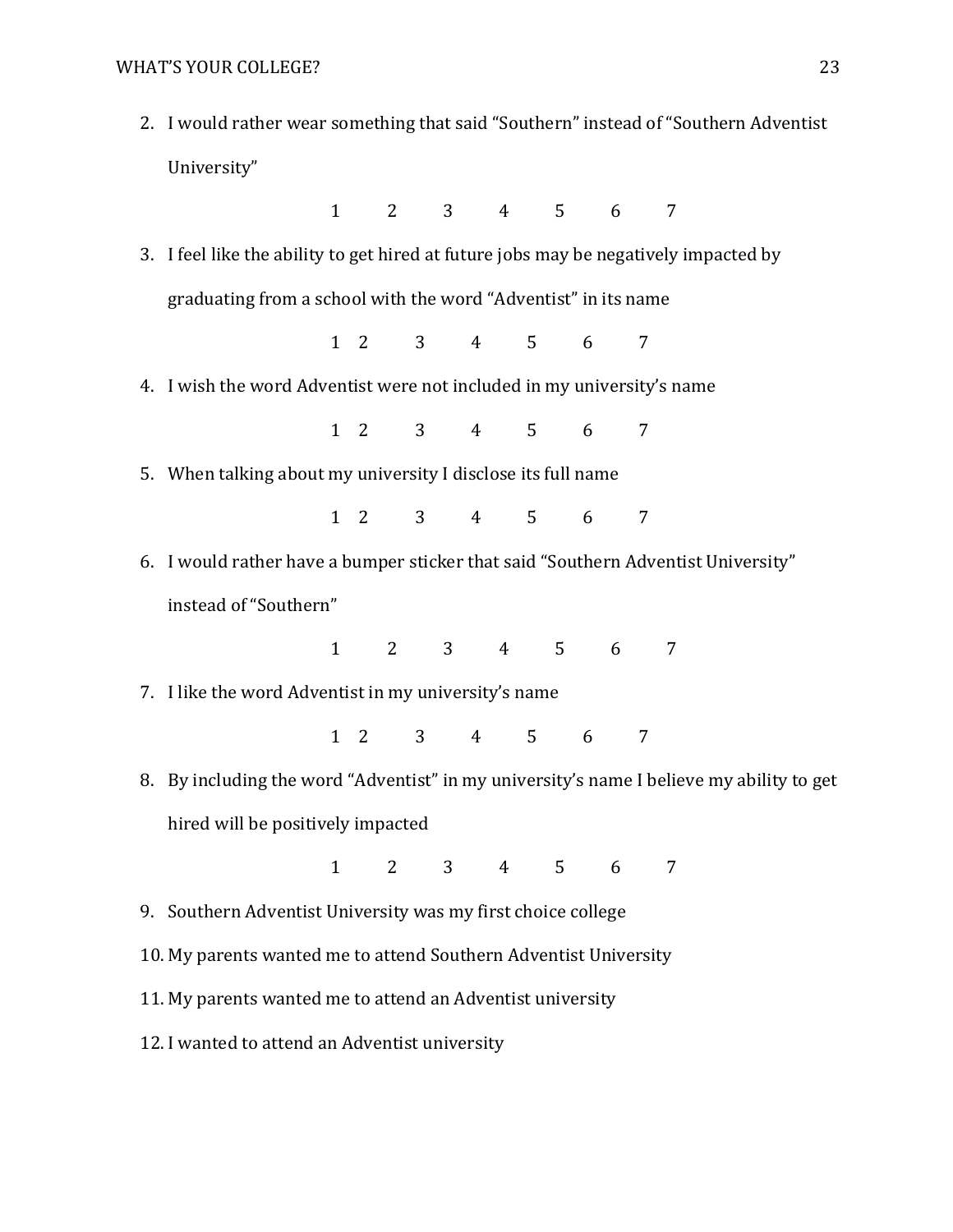2. I would rather wear something that said “Southern” instead of “Southern Adventist University”

   1 2 3 4 5 6 7

3. I feel like the ability to get hired at future jobs may be negatively impacted by graduating from a school with the word “Adventist” in its name

   1 2 3 4 5 6 7

4. I wish the word Adventist were not included in my university’s name

   1 2 3 4 5 6 7

5. When talking about my university I disclose its full name

   1 2 3 4 5 6 7

6. I would rather have a bumper sticker that said “Southern Adventist University” instead of “Southern”

   1 2 3 4 5 6 7

7. I like the word Adventist in my university’s name

   1 2 3 4 5 6 7

8. By including the word “Adventist” in my university’s name I believe my ability to get hired will be positively impacted

   1 2 3 4 5 6 7

9. Southern Adventist University was my first choice college
10. My parents wanted me to attend Southern Adventist University
11. My parents wanted me to attend an Adventist university
12. I wanted to attend an Adventist university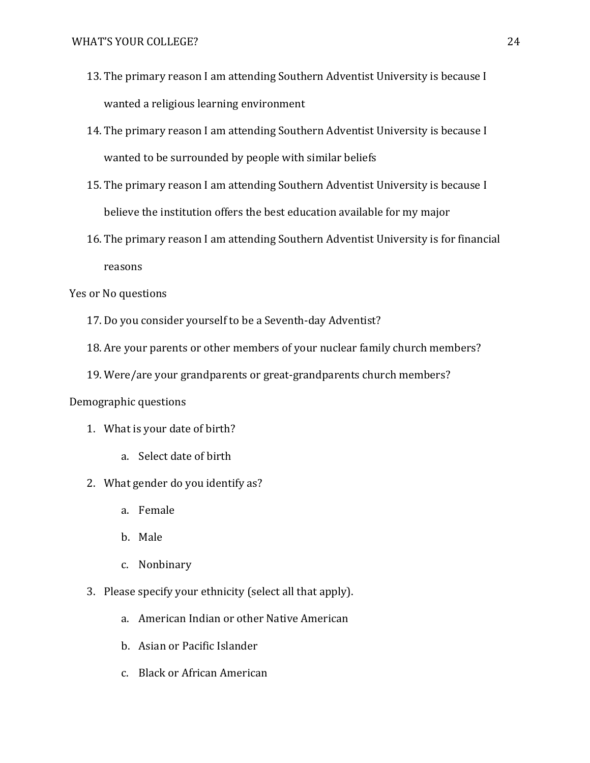13. The primary reason I am attending Southern Adventist University is because I wanted a religious learning environment
14. The primary reason I am attending Southern Adventist University is because I wanted to be surrounded by people with similar beliefs
15. The primary reason I am attending Southern Adventist University is because I believe the institution offers the best education available for my major
16. The primary reason I am attending Southern Adventist University is for financial reasons

Yes or No questions

17. Do you consider yourself to be a Seventh-day Adventist?
18. Are your parents or other members of your nuclear family church members?
19. Were/are your grandparents or great-grandparents church members?

Demographic questions

1. What is your date of birth?
   a. Select date of birth
2. What gender do you identify as?
   a. Female
   b. Male
   c. Nonbinary
3. Please specify your ethnicity (select all that apply).
   a. American Indian or other Native American
   b. Asian or Pacific Islander
   c. Black or African American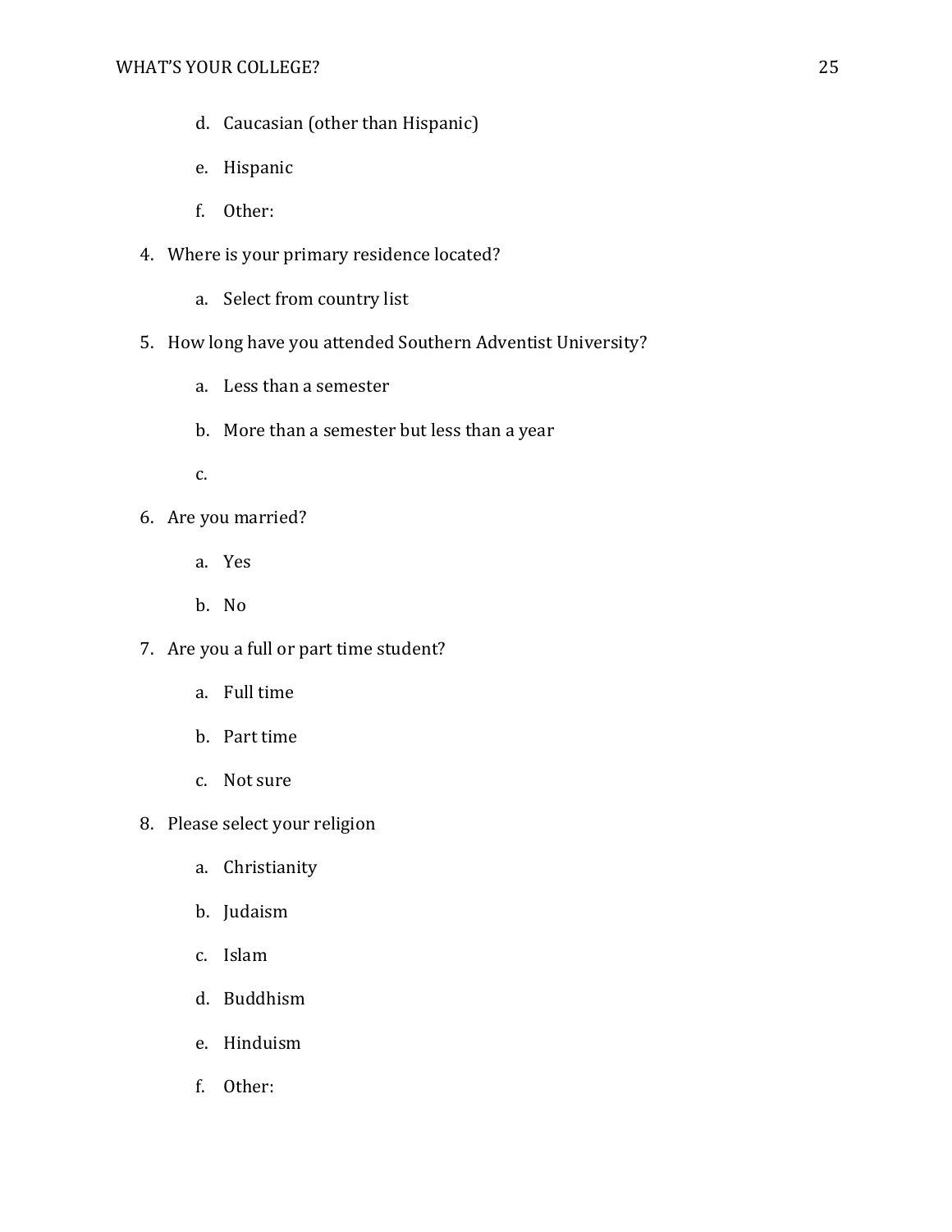d. Caucasian (other than Hispanic)

    e. Hispanic

    f. Other:

4. Where is your primary residence located?

    a. Select from country list

5. How long have you attended Southern Adventist University?

    a. Less than a semester

    b. More than a semester but less than a year

    c.

6. Are you married?

    a. Yes

    b. No

7. Are you a full or part time student?

    a. Full time

    b. Part time

    c. Not sure

8. Please select your religion

    a. Christianity

    b. Judaism

    c. Islam

    d. Buddhism

    e. Hinduism

    f. Other: